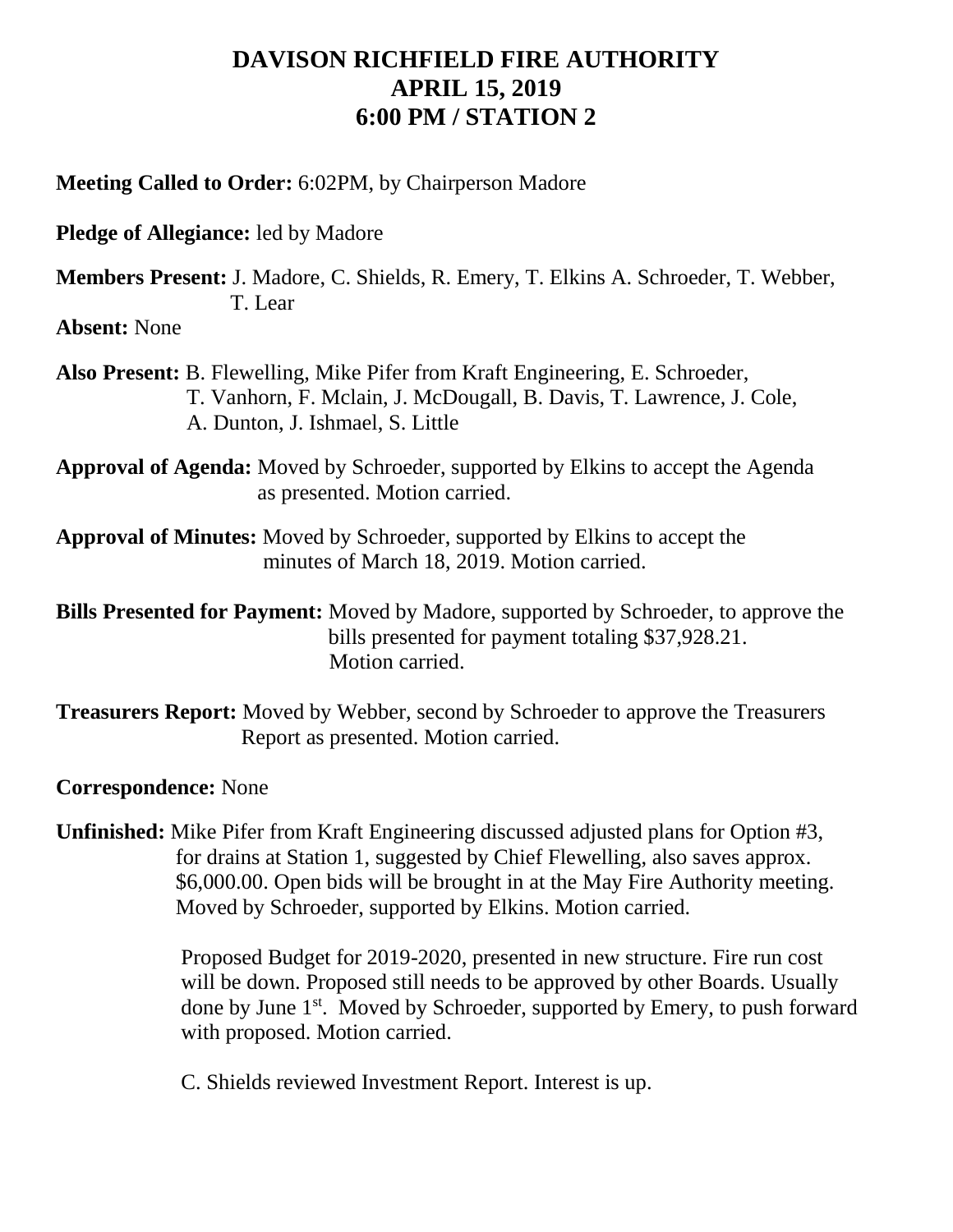# DAVISON RICHFIELD FIRE AUTHORITY
# APRIL 15, 2019
# 6:00 PM / STATION 2

**Meeting Called to Order:** 6:02PM, by Chairperson Madore

**Pledge of Allegiance:** led by Madore

**Members Present:** J. Madore, C. Shields, R. Emery, T. Elkins A. Schroeder, T. Webber, T. Lear

**Absent:** None

**Also Present:** B. Flewelling, Mike Pifer from Kraft Engineering, E. Schroeder, T. Vanhorn, F. Mclain, J. McDougall, B. Davis, T. Lawrence, J. Cole, A. Dunton, J. Ishmael, S. Little

**Approval of Agenda:** Moved by Schroeder, supported by Elkins to accept the Agenda as presented. Motion carried.

**Approval of Minutes:** Moved by Schroeder, supported by Elkins to accept the minutes of March 18, 2019. Motion carried.

**Bills Presented for Payment:** Moved by Madore, supported by Schroeder, to approve the bills presented for payment totaling $37,928.21. Motion carried.

**Treasurers Report:** Moved by Webber, second by Schroeder to approve the Treasurers Report as presented. Motion carried.

**Correspondence:** None

**Unfinished:** Mike Pifer from Kraft Engineering discussed adjusted plans for Option #3, for drains at Station 1, suggested by Chief Flewelling, also saves approx. $6,000.00. Open bids will be brought in at the May Fire Authority meeting. Moved by Schroeder, supported by Elkins. Motion carried.

Proposed Budget for 2019-2020, presented in new structure. Fire run cost will be down. Proposed still needs to be approved by other Boards. Usually done by June 1st. Moved by Schroeder, supported by Emery, to push forward with proposed. Motion carried.

C. Shields reviewed Investment Report. Interest is up.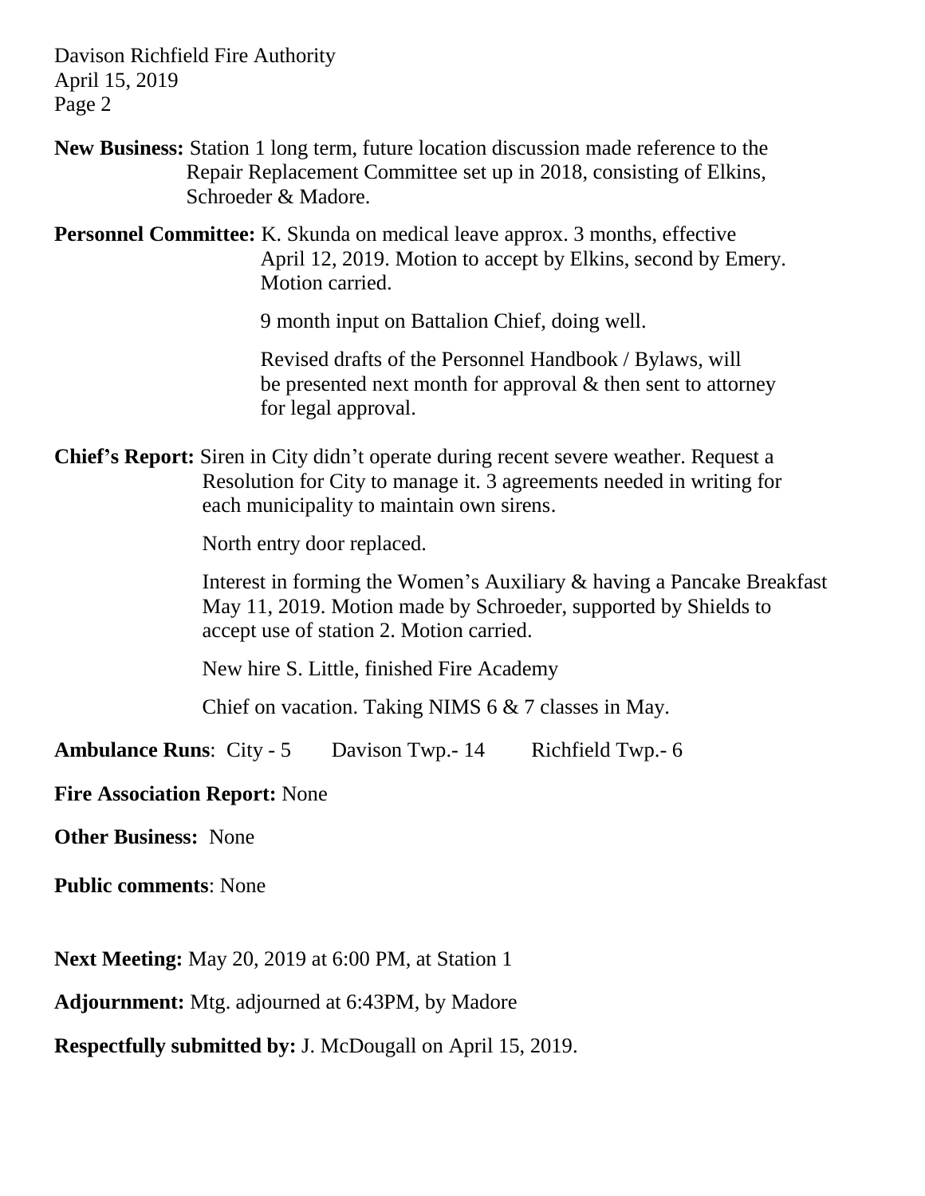**New Business:** Station 1 long term, future location discussion made reference to the Repair Replacement Committee set up in 2018, consisting of Elkins, Schroeder & Madore.

**Personnel Committee:** K. Skunda on medical leave approx. 3 months, effective April 12, 2019. Motion to accept by Elkins, second by Emery. Motion carried.

9 month input on Battalion Chief, doing well.

Revised drafts of the Personnel Handbook / Bylaws, will be presented next month for approval & then sent to attorney for legal approval.

**Chief's Report:** Siren in City didn't operate during recent severe weather. Request a Resolution for City to manage it. 3 agreements needed in writing for each municipality to maintain own sirens.

North entry door replaced.

Interest in forming the Women's Auxiliary & having a Pancake Breakfast May 11, 2019. Motion made by Schroeder, supported by Shields to accept use of station 2. Motion carried.

New hire S. Little, finished Fire Academy

Chief on vacation. Taking NIMS 6 & 7 classes in May.

**Ambulance Runs**: City - 5 Davison Twp.- 14 Richfield Twp.- 6

**Fire Association Report:** None

**Other Business:** None

**Public comments**: None

**Next Meeting:** May 20, 2019 at 6:00 PM, at Station 1

**Adjournment:** Mtg. adjourned at 6:43PM, by Madore

**Respectfully submitted by:** J. McDougall on April 15, 2019.